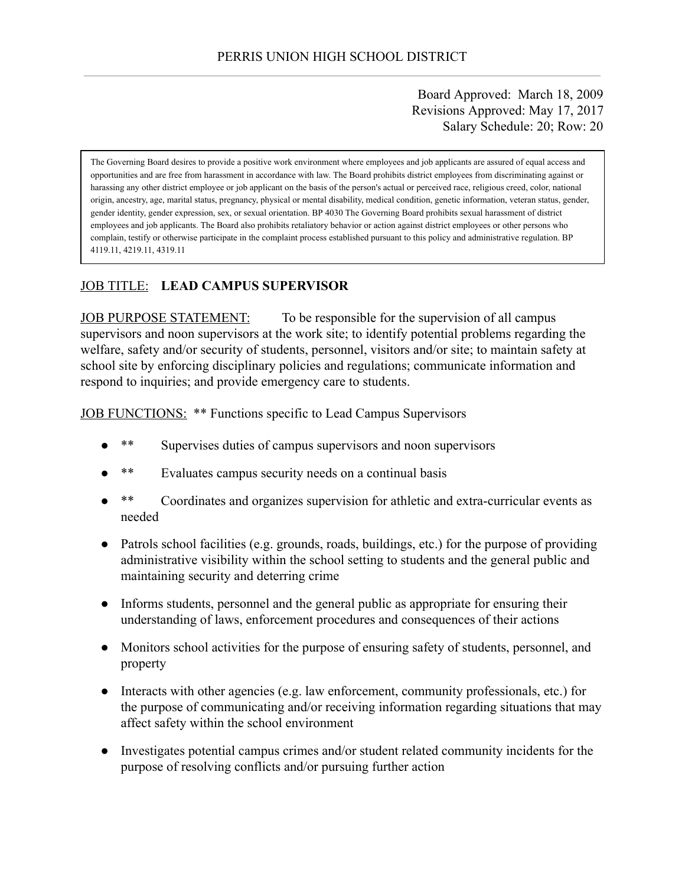# PERRIS UNION HIGH SCHOOL DISTRICT

Board Approved: March 18, 2009
Revisions Approved: May 17, 2017
Salary Schedule: 20; Row: 20

> The Governing Board desires to provide a positive work environment where employees and job applicants are assured of equal access and opportunities and are free from harassment in accordance with law. The Board prohibits district employees from discriminating against or harassing any other district employee or job applicant on the basis of the person's actual or perceived race, religious creed, color, national origin, ancestry, age, marital status, pregnancy, physical or mental disability, medical condition, genetic information, veteran status, gender, gender identity, gender expression, sex, or sexual orientation. BP 4030 The Governing Board prohibits sexual harassment of district employees and job applicants. The Board also prohibits retaliatory behavior or action against district employees or other persons who complain, testify or otherwise participate in the complaint process established pursuant to this policy and administrative regulation. BP 4119.11, 4219.11, 4319.11

JOB TITLE: **LEAD CAMPUS SUPERVISOR**

JOB PURPOSE STATEMENT: To be responsible for the supervision of all campus supervisors and noon supervisors at the work site; to identify potential problems regarding the welfare, safety and/or security of students, personnel, visitors and/or site; to maintain safety at school site by enforcing disciplinary policies and regulations; communicate information and respond to inquiries; and provide emergency care to students.

JOB FUNCTIONS: ** Functions specific to Lead Campus Supervisors

- ** Supervises duties of campus supervisors and noon supervisors
- ** Evaluates campus security needs on a continual basis
- ** Coordinates and organizes supervision for athletic and extra-curricular events as needed
- Patrols school facilities (e.g. grounds, roads, buildings, etc.) for the purpose of providing administrative visibility within the school setting to students and the general public and maintaining security and deterring crime
- Informs students, personnel and the general public as appropriate for ensuring their understanding of laws, enforcement procedures and consequences of their actions
- Monitors school activities for the purpose of ensuring safety of students, personnel, and property
- Interacts with other agencies (e.g. law enforcement, community professionals, etc.) for the purpose of communicating and/or receiving information regarding situations that may affect safety within the school environment
- Investigates potential campus crimes and/or student related community incidents for the purpose of resolving conflicts and/or pursuing further action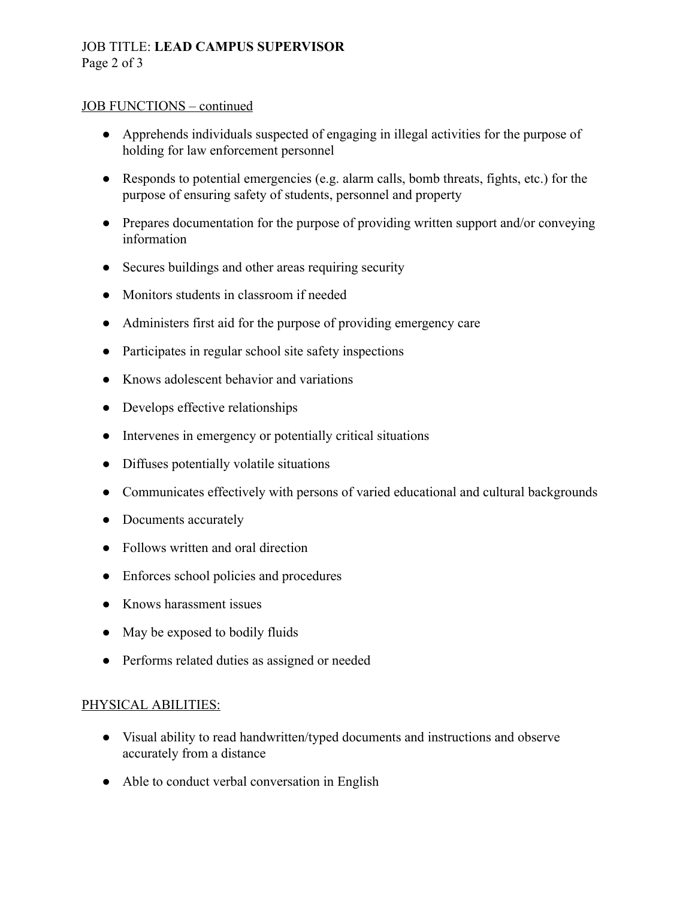JOB FUNCTIONS – continued

- Apprehends individuals suspected of engaging in illegal activities for the purpose of holding for law enforcement personnel
- Responds to potential emergencies (e.g. alarm calls, bomb threats, fights, etc.) for the purpose of ensuring safety of students, personnel and property
- Prepares documentation for the purpose of providing written support and/or conveying information
- Secures buildings and other areas requiring security
- Monitors students in classroom if needed
- Administers first aid for the purpose of providing emergency care
- Participates in regular school site safety inspections
- Knows adolescent behavior and variations
- Develops effective relationships
- Intervenes in emergency or potentially critical situations
- Diffuses potentially volatile situations
- Communicates effectively with persons of varied educational and cultural backgrounds
- Documents accurately
- Follows written and oral direction
- Enforces school policies and procedures
- Knows harassment issues
- May be exposed to bodily fluids
- Performs related duties as assigned or needed

PHYSICAL ABILITIES:

- Visual ability to read handwritten/typed documents and instructions and observe accurately from a distance
- Able to conduct verbal conversation in English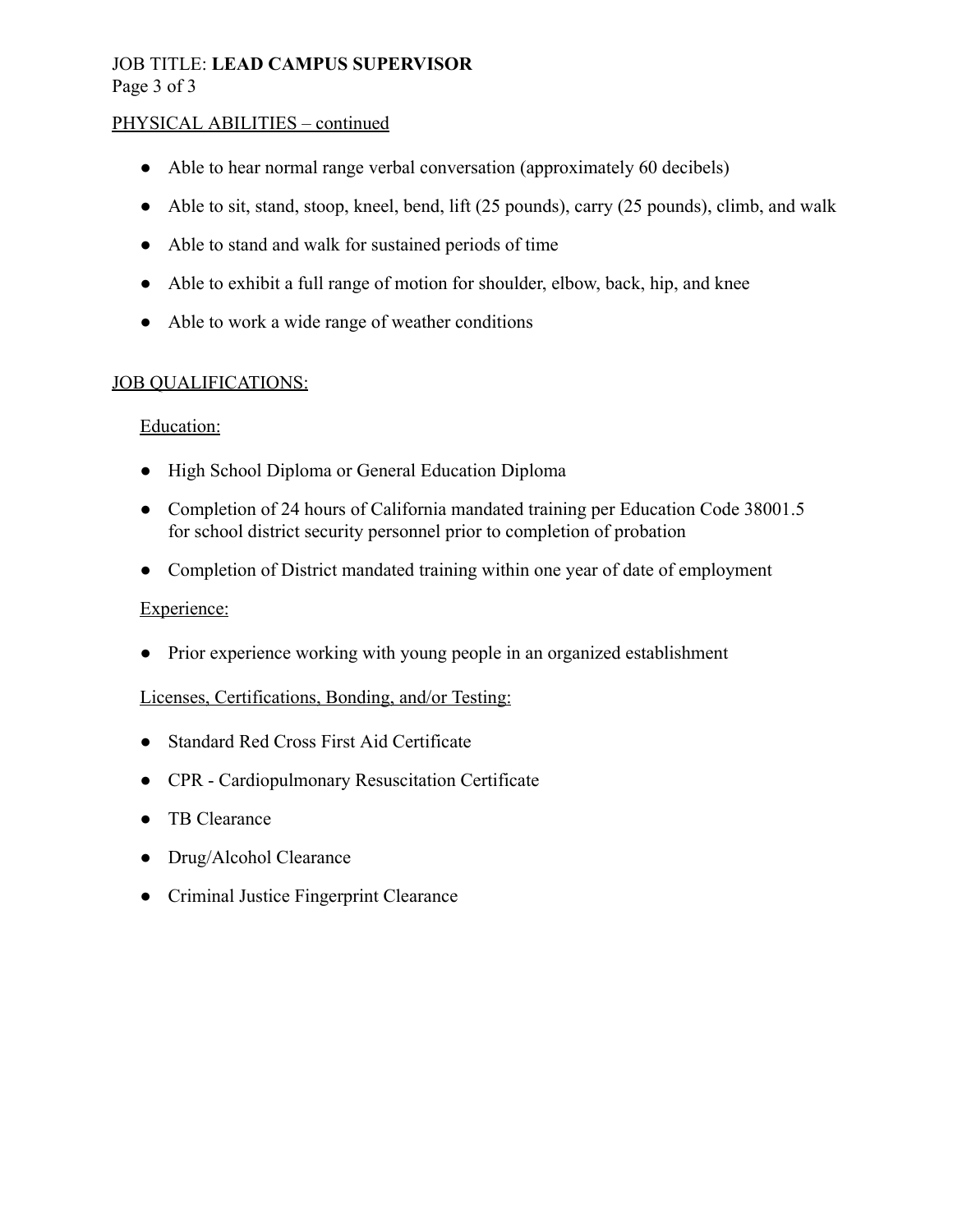PHYSICAL ABILITIES – continued

- Able to hear normal range verbal conversation (approximately 60 decibels)
- Able to sit, stand, stoop, kneel, bend, lift (25 pounds), carry (25 pounds), climb, and walk
- Able to stand and walk for sustained periods of time
- Able to exhibit a full range of motion for shoulder, elbow, back, hip, and knee
- Able to work a wide range of weather conditions

## JOB QUALIFICATIONS:

### Education:

- High School Diploma or General Education Diploma
- Completion of 24 hours of California mandated training per Education Code 38001.5 for school district security personnel prior to completion of probation
- Completion of District mandated training within one year of date of employment

### Experience:

- Prior experience working with young people in an organized establishment

### Licenses, Certifications, Bonding, and/or Testing:

- Standard Red Cross First Aid Certificate
- CPR - Cardiopulmonary Resuscitation Certificate
- TB Clearance
- Drug/Alcohol Clearance
- Criminal Justice Fingerprint Clearance